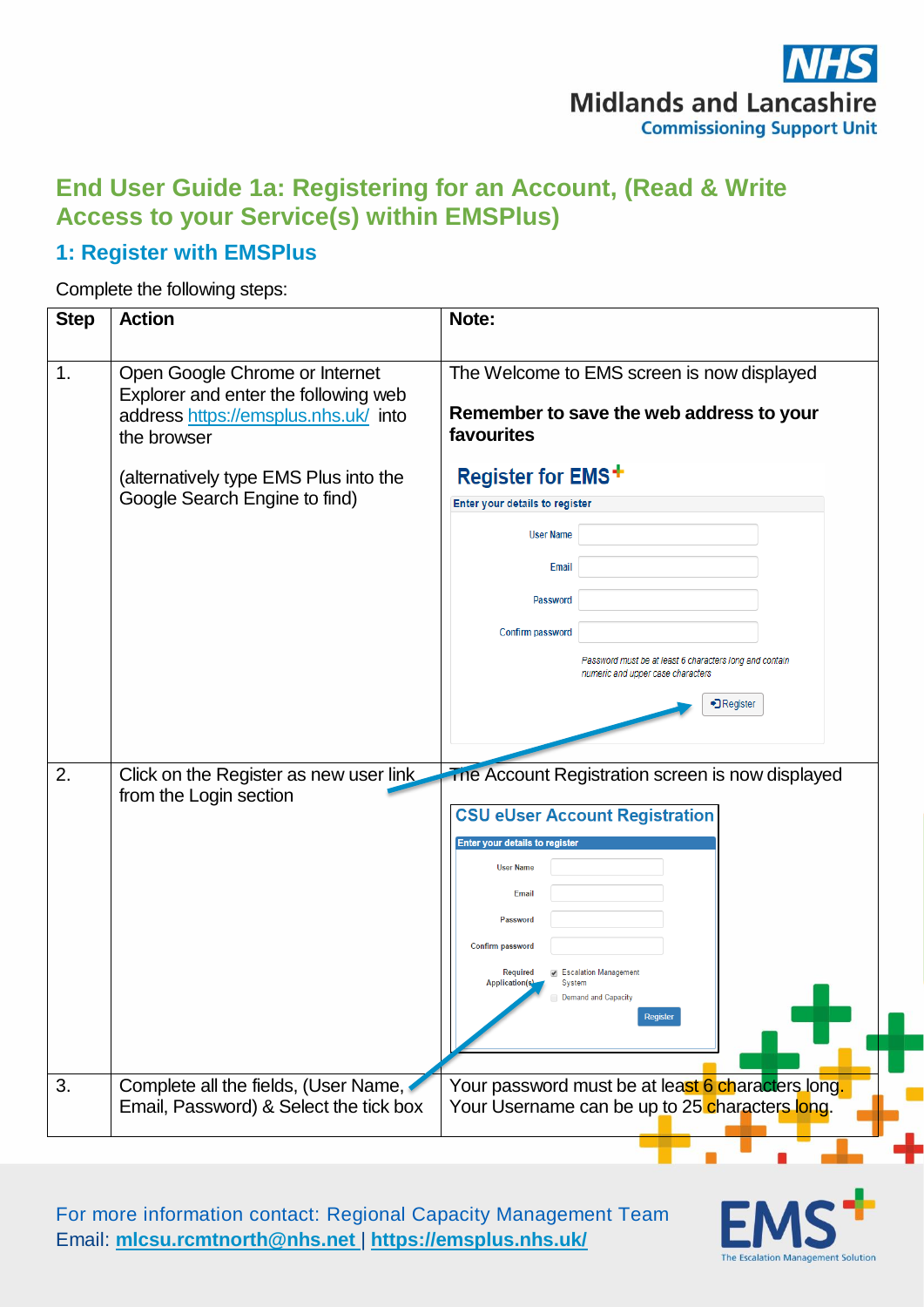# End User Guide 1a: Registering for an Account, (Read & Write Access to your Service(s) within EMSPlus)

## 1: Register with EMSPlus

Complete the following steps:

| Step | Action | Note: |
|---|---|---|
| 1. | Open Google Chrome or Internet Explorer and enter the following web address https://emsplus.nhs.uk/ into the browser<br><br>(alternatively type EMS Plus into the Google Search Engine to find) | The Welcome to EMS screen is now displayed<br><br>**Remember to save the web address to your favourites** |
| 2. | Click on the Register as new user link from the Login section | The Account Registration screen is now displayed |
| 3. | Complete all the fields, (User Name, Email, Password) & Select the tick box | Your password must be at least 6 characters long. Your Username can be up to 25 characters long. |

For more information contact: Regional Capacity Management Team
Email: **mlcsu.rcmtnorth@nhs.net** | **https://emsplus.nhs.uk/**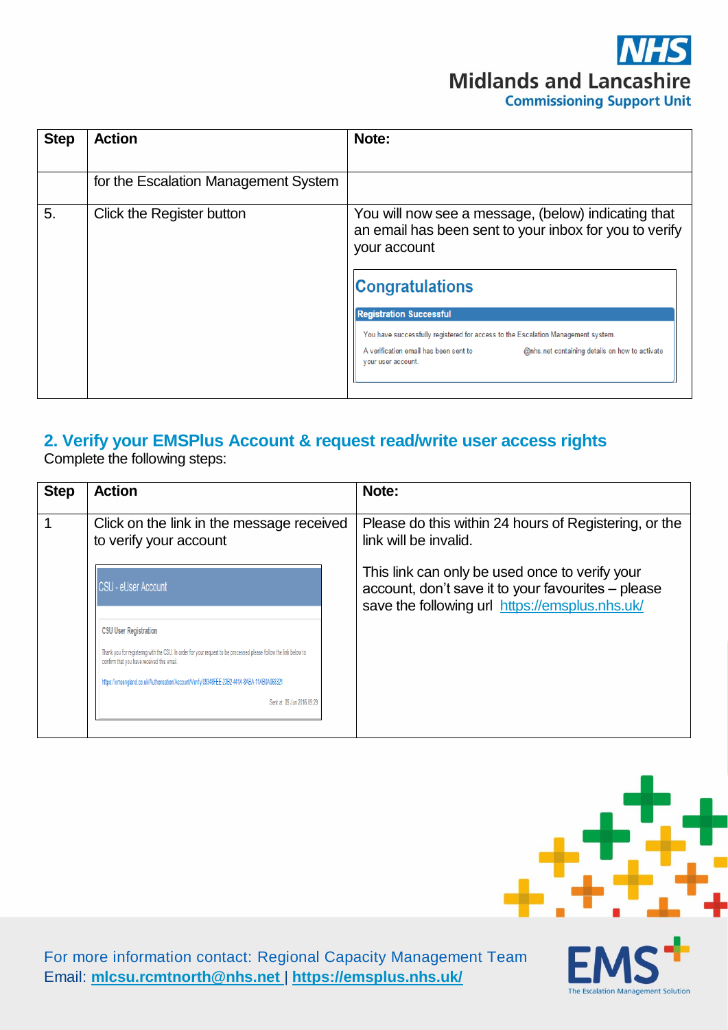| Step | Action | Note: |
| --- | --- | --- |
| | for the Escalation Management System | |
| 5. | Click the Register button | You will now see a message, (below) indicating that an email has been sent to your inbox for you to verify your account<br><br>Congratulations<br>Registration Successful<br>You have successfully registered for access to the Escalation Management system.<br>A verification email has been sent to @nhs.net containing details on how to activate your user account. |

## 2. Verify your EMSPlus Account & request read/write user access rights

Complete the following steps:

| Step | Action | Note: |
| --- | --- | --- |
| 1 | Click on the link in the message received to verify your account<br><br>CSU - eUser Account<br>CSU User Registration<br>Thank you for registering with the CSU. In order for your request to be processed please follow the link below to confirm that you have received this email.<br>https://emsengland.co.uk/Authorisation/Account/Verify/09348FEE-2352-441A-8ABA-11AB0A068321<br>Sent at: 09 Jun 2016 09:29 | Please do this within 24 hours of Registering, or the link will be invalid.<br><br>This link can only be used once to verify your account, don't save it to your favourites – please save the following url https://emsplus.nhs.uk/ |

For more information contact: Regional Capacity Management Team
Email: **mlcsu.rcmtnorth@nhs.net** | **https://emsplus.nhs.uk/**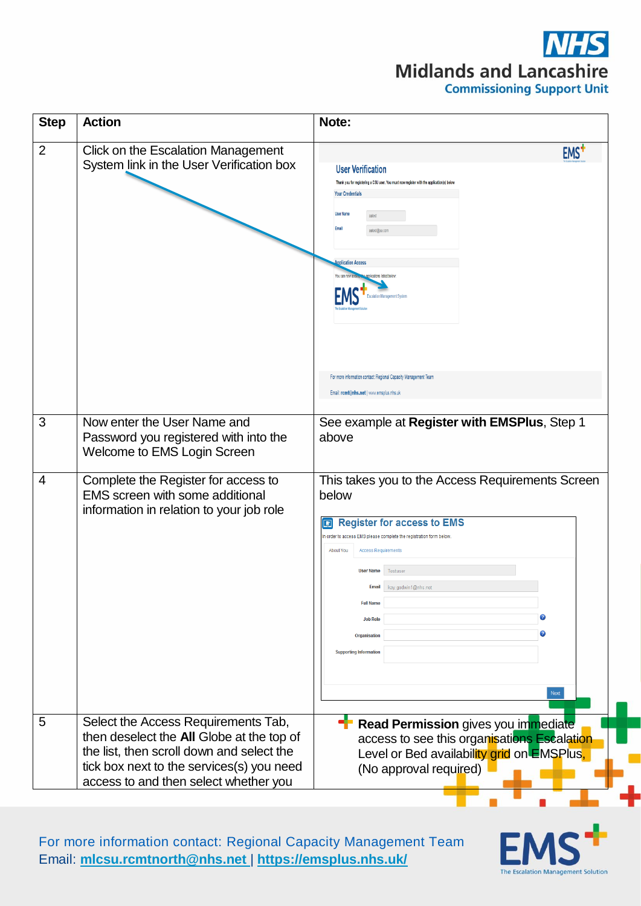| Step | Action | Note: |
|---|---|---|
| 2 | Click on the Escalation Management System link in the User Verification box | |
| 3 | Now enter the User Name and Password you registered with into the Welcome to EMS Login Screen | See example at **Register with EMSPlus**, Step 1 above |
| 4 | Complete the Register for access to EMS screen with some additional information in relation to your job role | This takes you to the Access Requirements Screen below |
| 5 | Select the Access Requirements Tab, then deselect the **All** Globe at the top of the list, then scroll down and select the tick box next to the services(s) you need access to and then select whether you | **Read Permission** gives you immediate access to see this organisations Escalation Level or Bed availability grid on EMSPlus, (No approval required) |

For more information contact: Regional Capacity Management Team
Email: mlcsu.rcmtnorth@nhs.net | https://emsplus.nhs.uk/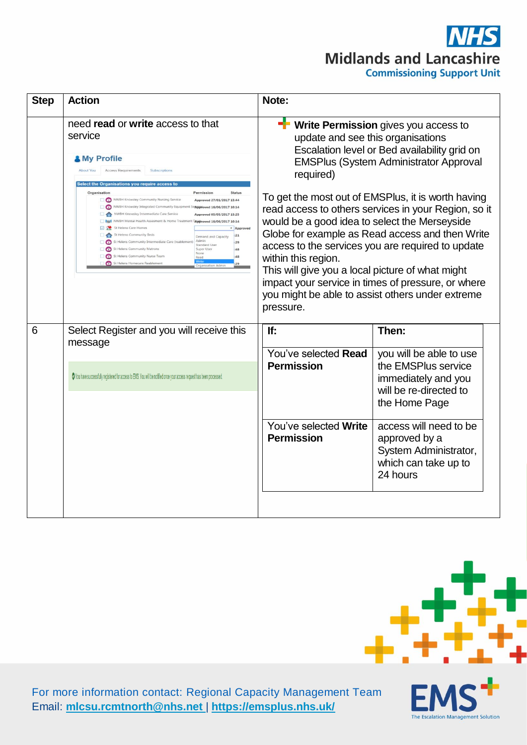| Step | Action | Note: |
|---|---|---|
| | need **read** or **write** access to that service | **Write Permission** gives you access to update and see this organisations Escalation level or Bed availability grid on EMSPlus (System Administrator Approval required)<br><br>To get the most out of EMSPlus, it is worth having read access to others services in your Region, so it would be a good idea to select the Merseyside Globe for example as Read access and then Write access to the services you are required to update within this region.<br>This will give you a local picture of what might impact your service in times of pressure, or where you might be able to assist others under extreme pressure. |
| 6 | Select Register and you will receive this message | **If:** / **Then:**<br>You've selected **Read Permission** — you will be able to use the EMSPlus service immediately and you will be re-directed to the Home Page<br>You've selected **Write Permission** — access will need to be approved by a System Administrator, which can take up to 24 hours |

For more information contact: Regional Capacity Management Team
Email: **mlcsu.rcmtnorth@nhs.net** | **https://emsplus.nhs.uk/**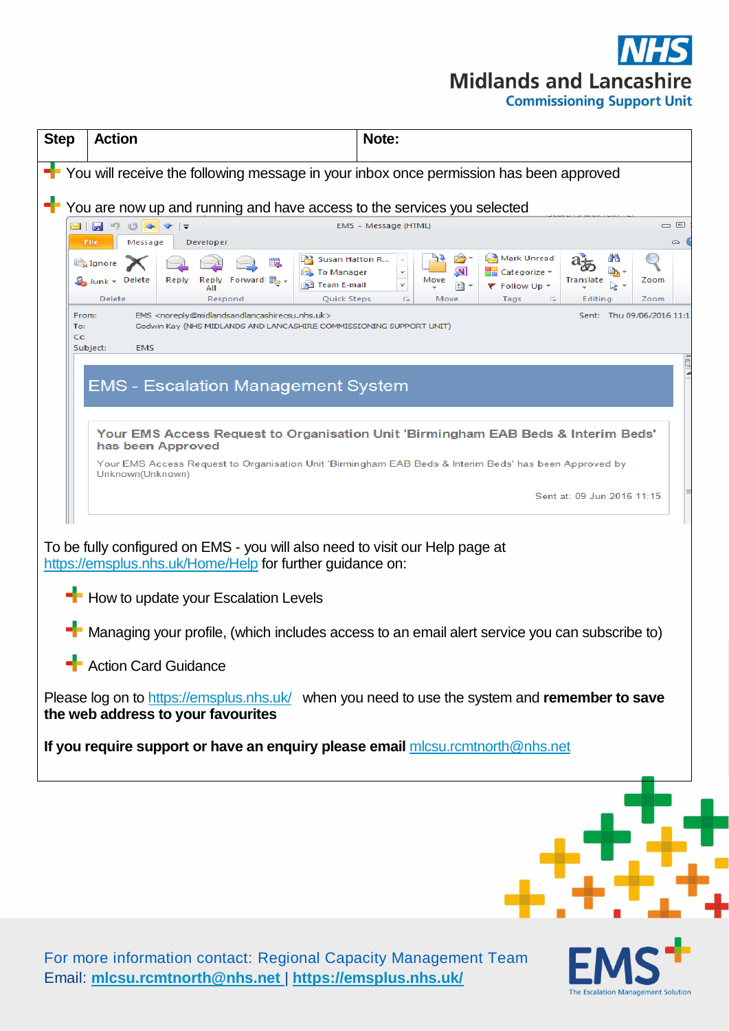| Step | Action | Note: |
|---|---|---|

- You will receive the following message in your inbox once permission has been approved
- You are now up and running and have access to the services you selected

To be fully configured on EMS - you will also need to visit our Help page at https://emsplus.nhs.uk/Home/Help for further guidance on:

- How to update your Escalation Levels
- Managing your profile, (which includes access to an email alert service you can subscribe to)
- Action Card Guidance

Please log on to https://emsplus.nhs.uk/ when you need to use the system and **remember to save the web address to your favourites**

**If you require support or have an enquiry please email** mlcsu.rcmtnorth@nhs.net

For more information contact: Regional Capacity Management Team
Email: **mlcsu.rcmtnorth@nhs.net** | **https://emsplus.nhs.uk/**